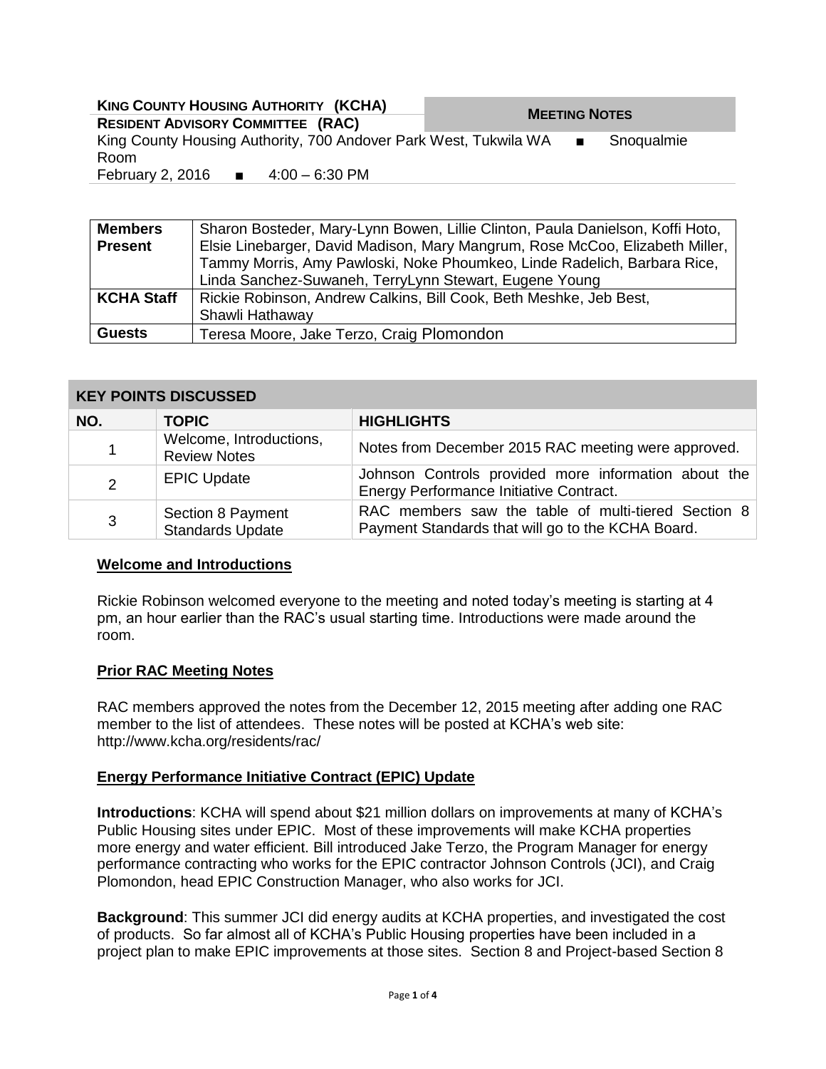**KING COUNTY HOUSING AUTHORITY (KCHA)**
**RESIDENT ADVISORY COMMITTEE (RAC)**

**MEETING NOTES**

King County Housing Authority, 700 Andover Park West, Tukwila WA ■ Snoqualmie Room
February 2, 2016 ■ 4:00 – 6:30 PM

| | |
|---|---|
| **Members Present** | Sharon Bosteder, Mary-Lynn Bowen, Lillie Clinton, Paula Danielson, Koffi Hoto, Elsie Linebarger, David Madison, Mary Mangrum, Rose McCoo, Elizabeth Miller, Tammy Morris, Amy Pawloski, Noke Phoumkeo, Linde Radelich, Barbara Rice, Linda Sanchez-Suwaneh, TerryLynn Stewart, Eugene Young |
| **KCHA Staff** | Rickie Robinson, Andrew Calkins, Bill Cook, Beth Meshke, Jeb Best, Shawli Hathaway |
| **Guests** | Teresa Moore, Jake Terzo, Craig Plomondon |

**KEY POINTS DISCUSSED**

| NO. | TOPIC | HIGHLIGHTS |
|---|---|---|
| 1 | Welcome, Introductions, Review Notes | Notes from December 2015 RAC meeting were approved. |
| 2 | EPIC Update | Johnson Controls provided more information about the Energy Performance Initiative Contract. |
| 3 | Section 8 Payment Standards Update | RAC members saw the table of multi-tiered Section 8 Payment Standards that will go to the KCHA Board. |

## Welcome and Introductions

Rickie Robinson welcomed everyone to the meeting and noted today's meeting is starting at 4 pm, an hour earlier than the RAC's usual starting time. Introductions were made around the room.

## Prior RAC Meeting Notes

RAC members approved the notes from the December 12, 2015 meeting after adding one RAC member to the list of attendees. These notes will be posted at KCHA's web site: http://www.kcha.org/residents/rac/

## Energy Performance Initiative Contract (EPIC) Update

**Introductions**: KCHA will spend about $21 million dollars on improvements at many of KCHA's Public Housing sites under EPIC. Most of these improvements will make KCHA properties more energy and water efficient. Bill introduced Jake Terzo, the Program Manager for energy performance contracting who works for the EPIC contractor Johnson Controls (JCI), and Craig Plomondon, head EPIC Construction Manager, who also works for JCI.

**Background**: This summer JCI did energy audits at KCHA properties, and investigated the cost of products. So far almost all of KCHA's Public Housing properties have been included in a project plan to make EPIC improvements at those sites. Section 8 and Project-based Section 8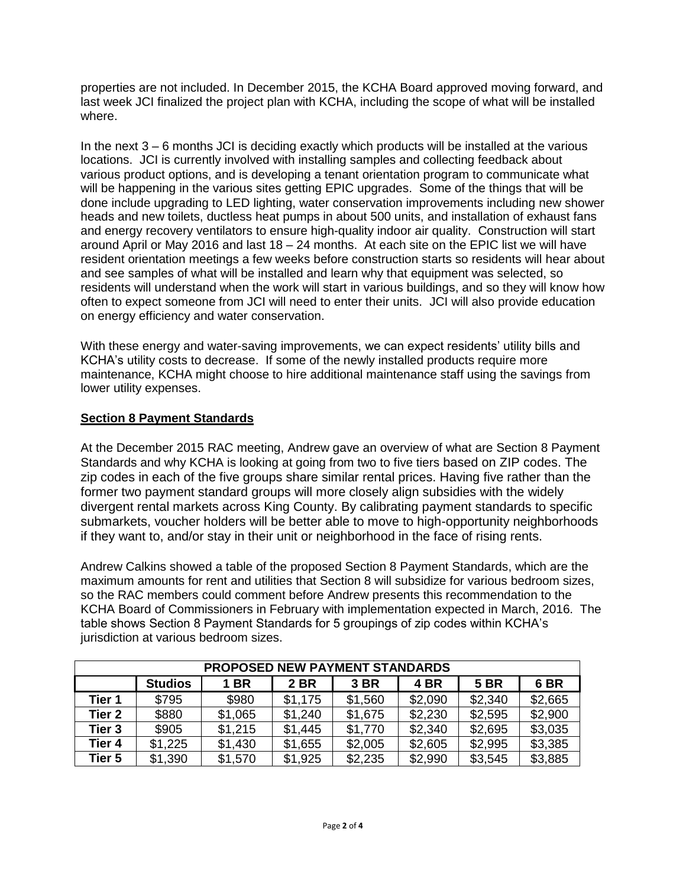properties are not included. In December 2015, the KCHA Board approved moving forward, and last week JCI finalized the project plan with KCHA, including the scope of what will be installed where.

In the next 3 – 6 months JCI is deciding exactly which products will be installed at the various locations. JCI is currently involved with installing samples and collecting feedback about various product options, and is developing a tenant orientation program to communicate what will be happening in the various sites getting EPIC upgrades. Some of the things that will be done include upgrading to LED lighting, water conservation improvements including new shower heads and new toilets, ductless heat pumps in about 500 units, and installation of exhaust fans and energy recovery ventilators to ensure high-quality indoor air quality. Construction will start around April or May 2016 and last 18 – 24 months. At each site on the EPIC list we will have resident orientation meetings a few weeks before construction starts so residents will hear about and see samples of what will be installed and learn why that equipment was selected, so residents will understand when the work will start in various buildings, and so they will know how often to expect someone from JCI will need to enter their units. JCI will also provide education on energy efficiency and water conservation.

With these energy and water-saving improvements, we can expect residents' utility bills and KCHA's utility costs to decrease. If some of the newly installed products require more maintenance, KCHA might choose to hire additional maintenance staff using the savings from lower utility expenses.

## Section 8 Payment Standards

At the December 2015 RAC meeting, Andrew gave an overview of what are Section 8 Payment Standards and why KCHA is looking at going from two to five tiers based on ZIP codes. The zip codes in each of the five groups share similar rental prices. Having five rather than the former two payment standard groups will more closely align subsidies with the widely divergent rental markets across King County. By calibrating payment standards to specific submarkets, voucher holders will be better able to move to high-opportunity neighborhoods if they want to, and/or stay in their unit or neighborhood in the face of rising rents.

Andrew Calkins showed a table of the proposed Section 8 Payment Standards, which are the maximum amounts for rent and utilities that Section 8 will subsidize for various bedroom sizes, so the RAC members could comment before Andrew presents this recommendation to the KCHA Board of Commissioners in February with implementation expected in March, 2016. The table shows Section 8 Payment Standards for 5 groupings of zip codes within KCHA's jurisdiction at various bedroom sizes.

| PROPOSED NEW PAYMENT STANDARDS | | | | | | | |
|---|---|---|---|---|---|---|---|
| | **Studios** | **1 BR** | **2 BR** | **3 BR** | **4 BR** | **5 BR** | **6 BR** |
| **Tier 1** | $795 | $980 | $1,175 | $1,560 | $2,090 | $2,340 | $2,665 |
| **Tier 2** | $880 | $1,065 | $1,240 | $1,675 | $2,230 | $2,595 | $2,900 |
| **Tier 3** | $905 | $1,215 | $1,445 | $1,770 | $2,340 | $2,695 | $3,035 |
| **Tier 4** | $1,225 | $1,430 | $1,655 | $2,005 | $2,605 | $2,995 | $3,385 |
| **Tier 5** | $1,390 | $1,570 | $1,925 | $2,235 | $2,990 | $3,545 | $3,885 |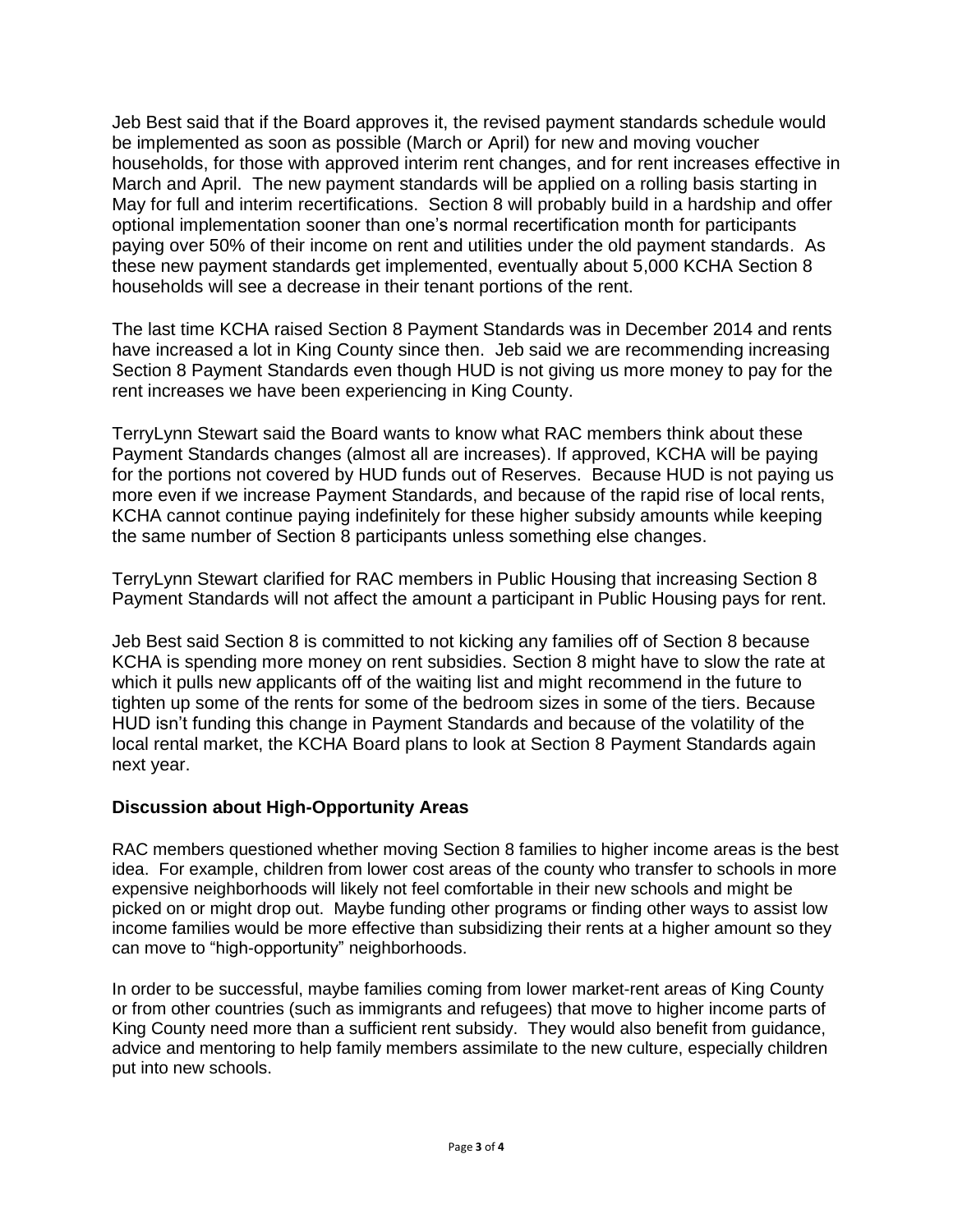Jeb Best said that if the Board approves it, the revised payment standards schedule would be implemented as soon as possible (March or April) for new and moving voucher households, for those with approved interim rent changes, and for rent increases effective in March and April. The new payment standards will be applied on a rolling basis starting in May for full and interim recertifications. Section 8 will probably build in a hardship and offer optional implementation sooner than one's normal recertification month for participants paying over 50% of their income on rent and utilities under the old payment standards. As these new payment standards get implemented, eventually about 5,000 KCHA Section 8 households will see a decrease in their tenant portions of the rent.

The last time KCHA raised Section 8 Payment Standards was in December 2014 and rents have increased a lot in King County since then. Jeb said we are recommending increasing Section 8 Payment Standards even though HUD is not giving us more money to pay for the rent increases we have been experiencing in King County.

TerryLynn Stewart said the Board wants to know what RAC members think about these Payment Standards changes (almost all are increases). If approved, KCHA will be paying for the portions not covered by HUD funds out of Reserves. Because HUD is not paying us more even if we increase Payment Standards, and because of the rapid rise of local rents, KCHA cannot continue paying indefinitely for these higher subsidy amounts while keeping the same number of Section 8 participants unless something else changes.

TerryLynn Stewart clarified for RAC members in Public Housing that increasing Section 8 Payment Standards will not affect the amount a participant in Public Housing pays for rent.

Jeb Best said Section 8 is committed to not kicking any families off of Section 8 because KCHA is spending more money on rent subsidies. Section 8 might have to slow the rate at which it pulls new applicants off of the waiting list and might recommend in the future to tighten up some of the rents for some of the bedroom sizes in some of the tiers. Because HUD isn't funding this change in Payment Standards and because of the volatility of the local rental market, the KCHA Board plans to look at Section 8 Payment Standards again next year.

## Discussion about High-Opportunity Areas

RAC members questioned whether moving Section 8 families to higher income areas is the best idea. For example, children from lower cost areas of the county who transfer to schools in more expensive neighborhoods will likely not feel comfortable in their new schools and might be picked on or might drop out. Maybe funding other programs or finding other ways to assist low income families would be more effective than subsidizing their rents at a higher amount so they can move to "high-opportunity" neighborhoods.

In order to be successful, maybe families coming from lower market-rent areas of King County or from other countries (such as immigrants and refugees) that move to higher income parts of King County need more than a sufficient rent subsidy. They would also benefit from guidance, advice and mentoring to help family members assimilate to the new culture, especially children put into new schools.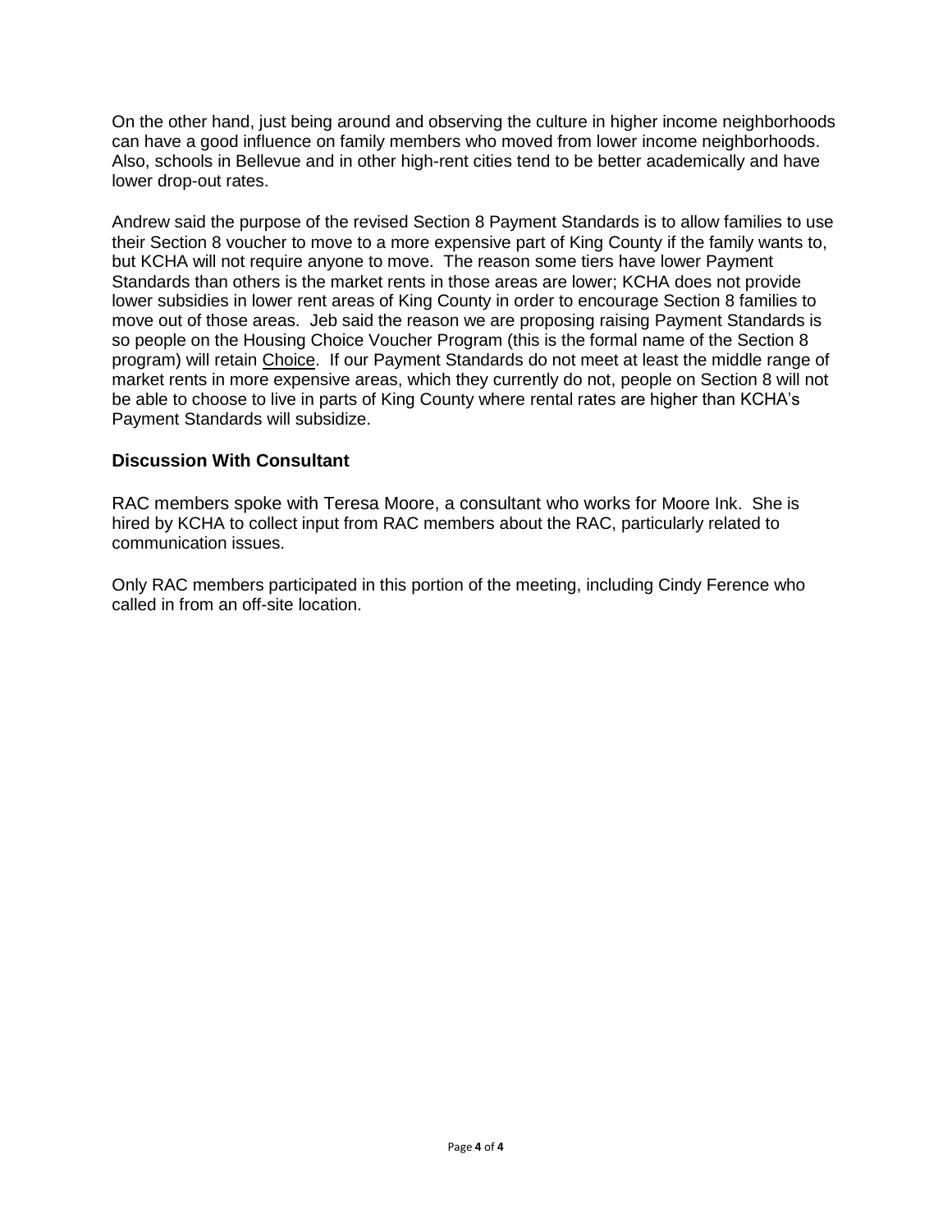On the other hand, just being around and observing the culture in higher income neighborhoods can have a good influence on family members who moved from lower income neighborhoods. Also, schools in Bellevue and in other high-rent cities tend to be better academically and have lower drop-out rates.

Andrew said the purpose of the revised Section 8 Payment Standards is to allow families to use their Section 8 voucher to move to a more expensive part of King County if the family wants to, but KCHA will not require anyone to move. The reason some tiers have lower Payment Standards than others is the market rents in those areas are lower; KCHA does not provide lower subsidies in lower rent areas of King County in order to encourage Section 8 families to move out of those areas. Jeb said the reason we are proposing raising Payment Standards is so people on the Housing Choice Voucher Program (this is the formal name of the Section 8 program) will retain Choice. If our Payment Standards do not meet at least the middle range of market rents in more expensive areas, which they currently do not, people on Section 8 will not be able to choose to live in parts of King County where rental rates are higher than KCHA's Payment Standards will subsidize.

### Discussion With Consultant

RAC members spoke with Teresa Moore, a consultant who works for Moore Ink. She is hired by KCHA to collect input from RAC members about the RAC, particularly related to communication issues.

Only RAC members participated in this portion of the meeting, including Cindy Ference who called in from an off-site location.